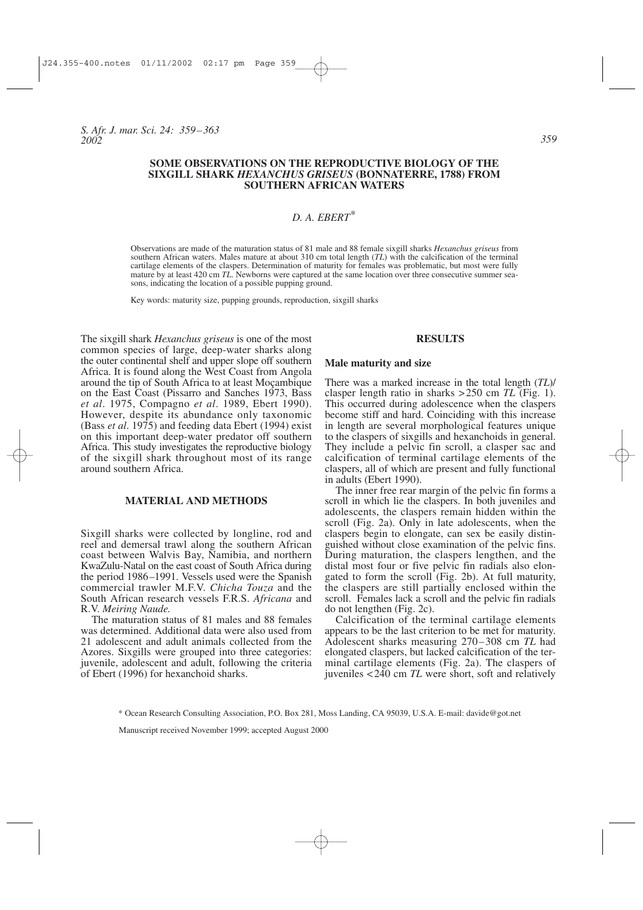# SOME OBSERVATIONS ON THE REPRODUCTIVE BIOLOGY OF THE SIXGILL SHARK *HEXANCHUS GRISEUS* (BONNATERRE, 1788) FROM SOUTHERN AFRICAN WATERS

## D. A. EBERT*

Observations are made of the maturation status of 81 male and 88 female sixgill sharks *Hexanchus griseus* from southern African waters. Males mature at about 310 cm total length (*TL*) with the calcification of the terminal cartilage elements of the claspers. Determination of maturity for females was problematic, but most were fully mature by at least 420 cm *TL*. Newborns were captured at the same location over three consecutive summer seasons, indicating the location of a possible pupping ground.

Key words: maturity size, pupping grounds, reproduction, sixgill sharks

The sixgill shark *Hexanchus griseus* is one of the most common species of large, deep-water sharks along the outer continental shelf and upper slope off southern Africa. It is found along the West Coast from Angola around the tip of South Africa to at least Moçambique on the East Coast (Pissarro and Sanches 1973, Bass *et al*. 1975, Compagno *et al*. 1989, Ebert 1990). However, despite its abundance only taxonomic (Bass *et al*. 1975) and feeding data Ebert (1994) exist on this important deep-water predator off southern Africa. This study investigates the reproductive biology of the sixgill shark throughout most of its range around southern Africa.

## MATERIAL AND METHODS

Sixgill sharks were collected by longline, rod and reel and demersal trawl along the southern African coast between Walvis Bay, Namibia, and northern KwaZulu-Natal on the east coast of South Africa during the period 1986–1991. Vessels used were the Spanish commercial trawler M.F.V. *Chicha Touza* and the South African research vessels F.R.S. *Africana* and R.V. *Meiring Naude.*

The maturation status of 81 males and 88 females was determined. Additional data were also used from 21 adolescent and adult animals collected from the Azores. Sixgills were grouped into three categories: juvenile, adolescent and adult, following the criteria of Ebert (1996) for hexanchoid sharks.

## RESULTS

### Male maturity and size

There was a marked increase in the total length (*TL*)/ clasper length ratio in sharks >250 cm *TL* (Fig. 1). This occurred during adolescence when the claspers become stiff and hard. Coinciding with this increase in length are several morphological features unique to the claspers of sixgills and hexanchoids in general. They include a pelvic fin scroll, a clasper sac and calcification of terminal cartilage elements of the claspers, all of which are present and fully functional in adults (Ebert 1990).

The inner free rear margin of the pelvic fin forms a scroll in which lie the claspers. In both juveniles and adolescents, the claspers remain hidden within the scroll (Fig. 2a). Only in late adolescents, when the claspers begin to elongate, can sex be easily distinguished without close examination of the pelvic fins. During maturation, the claspers lengthen, and the distal most four or five pelvic fin radials also elongated to form the scroll (Fig. 2b). At full maturity, the claspers are still partially enclosed within the scroll. Females lack a scroll and the pelvic fin radials do not lengthen (Fig. 2c).

Calcification of the terminal cartilage elements appears to be the last criterion to be met for maturity. Adolescent sharks measuring 270–308 cm *TL* had elongated claspers, but lacked calcification of the terminal cartilage elements (Fig. 2a). The claspers of juveniles <240 cm *TL* were short, soft and relatively

\* Ocean Research Consulting Association, P.O. Box 281, Moss Landing, CA 95039, U.S.A. E-mail: davide@got.net

Manuscript received November 1999; accepted August 2000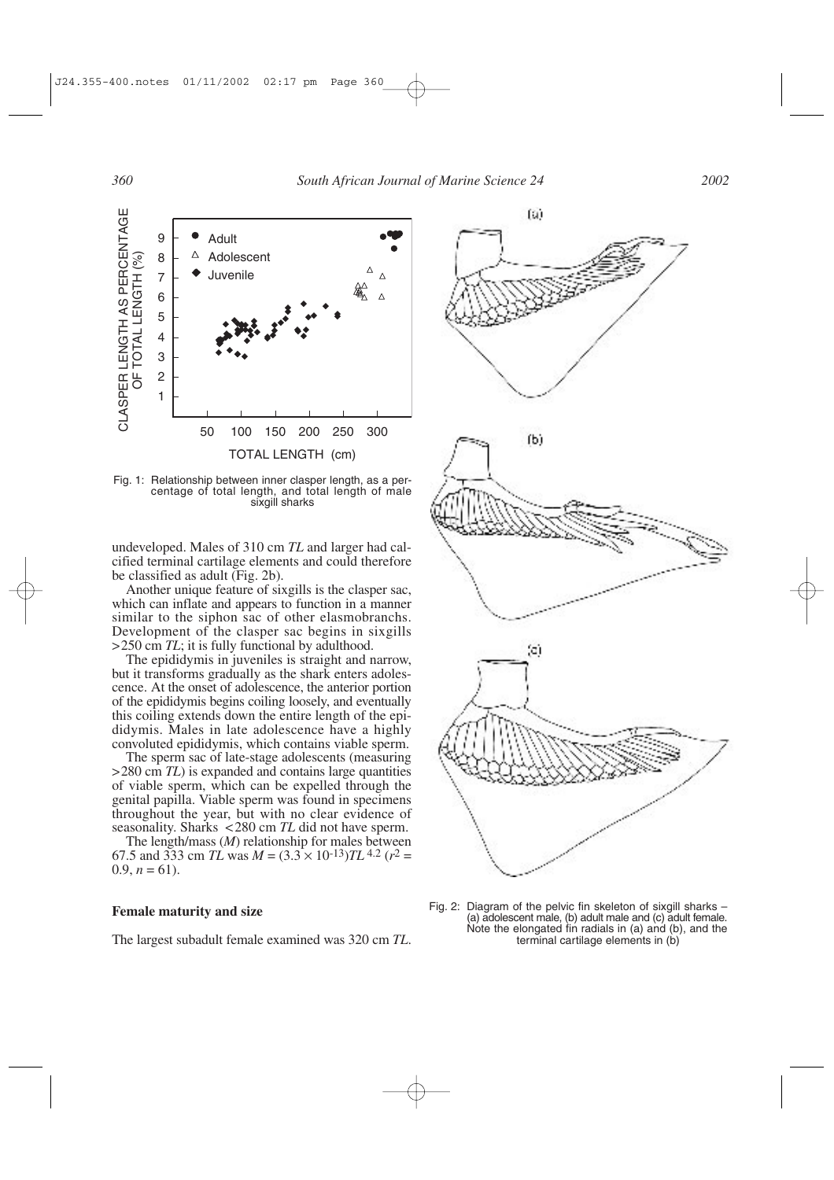Fig. 1: Relationship between inner clasper length, as a percentage of total length, and total length of male sixgill sharks

undeveloped. Males of 310 cm *TL* and larger had calcified terminal cartilage elements and could therefore be classified as adult (Fig. 2b).

Another unique feature of sixgills is the clasper sac, which can inflate and appears to function in a manner similar to the siphon sac of other elasmobranchs. Development of the clasper sac begins in sixgills >250 cm *TL*; it is fully functional by adulthood.

The epididymis in juveniles is straight and narrow, but it transforms gradually as the shark enters adolescence. At the onset of adolescence, the anterior portion of the epididymis begins coiling loosely, and eventually this coiling extends down the entire length of the epididymis. Males in late adolescence have a highly convoluted epididymis, which contains viable sperm.

The sperm sac of late-stage adolescents (measuring >280 cm *TL*) is expanded and contains large quantities of viable sperm, which can be expelled through the genital papilla. Viable sperm was found in specimens throughout the year, but with no clear evidence of seasonality. Sharks <280 cm *TL* did not have sperm.

The length/mass ($M$) relationship for males between 67.5 and 333 cm *TL* was $M = (3.3 \times 10^{-13})TL^{4.2}$ ($r^2 = 0.9$, $n = 61$).

**Female maturity and size**

The largest subadult female examined was 320 cm *TL*.

Fig. 2: Diagram of the pelvic fin skeleton of sixgill sharks – (a) adolescent male, (b) adult male and (c) adult female. Note the elongated fin radials in (a) and (b), and the terminal cartilage elements in (b)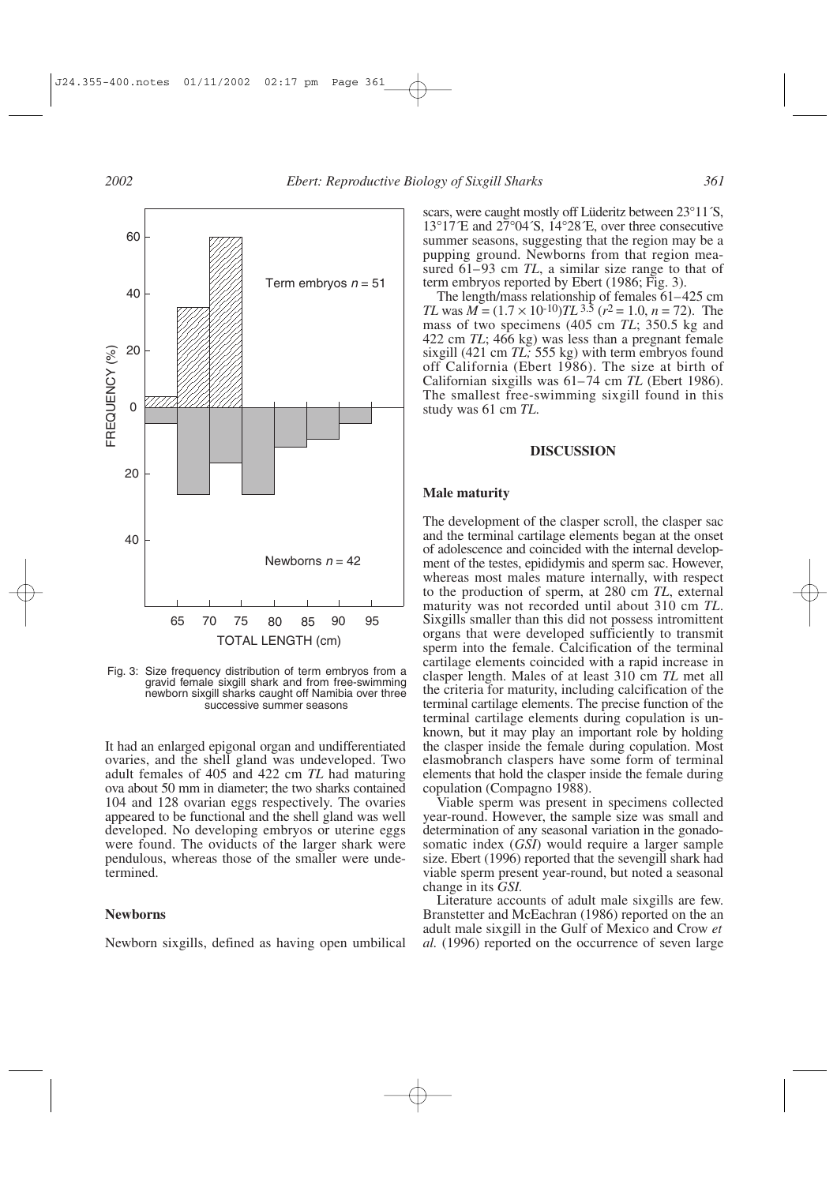Fig. 3: Size frequency distribution of term embryos from a gravid female sixgill shark and from free-swimming newborn sixgill sharks caught off Namibia over three successive summer seasons

It had an enlarged epigonal organ and undifferentiated ovaries, and the shell gland was undeveloped. Two adult females of 405 and 422 cm *TL* had maturing ova about 50 mm in diameter; the two sharks contained 104 and 128 ovarian eggs respectively. The ovaries appeared to be functional and the shell gland was well developed. No developing embryos or uterine eggs were found. The oviducts of the larger shark were pendulous, whereas those of the smaller were undetermined.

### Newborns

Newborn sixgills, defined as having open umbilical scars, were caught mostly off Lüderitz between 23°11´S, 13°17´E and 27°04´S, 14°28´E, over three consecutive summer seasons, suggesting that the region may be a pupping ground. Newborns from that region measured 61–93 cm *TL*, a similar size range to that of term embryos reported by Ebert (1986; Fig. 3).

The length/mass relationship of females 61–425 cm *TL* was $M = (1.7 \times 10^{-10})TL^{3.5}$ ($r^2 = 1.0$, $n = 72$). The mass of two specimens (405 cm *TL*; 350.5 kg and 422 cm *TL*; 466 kg) was less than a pregnant female sixgill (421 cm *TL*; 555 kg) with term embryos found off California (Ebert 1986). The size at birth of Californian sixgills was 61–74 cm *TL* (Ebert 1986). The smallest free-swimming sixgill found in this study was 61 cm *TL*.

## DISCUSSION

### Male maturity

The development of the clasper scroll, the clasper sac and the terminal cartilage elements began at the onset of adolescence and coincided with the internal development of the testes, epididymis and sperm sac. However, whereas most males mature internally, with respect to the production of sperm, at 280 cm *TL*, external maturity was not recorded until about 310 cm *TL*. Sixgills smaller than this did not possess intromittent organs that were developed sufficiently to transmit sperm into the female. Calcification of the terminal cartilage elements coincided with a rapid increase in clasper length. Males of at least 310 cm *TL* met all the criteria for maturity, including calcification of the terminal cartilage elements. The precise function of the terminal cartilage elements during copulation is unknown, but it may play an important role by holding the clasper inside the female during copulation. Most elasmobranch claspers have some form of terminal elements that hold the clasper inside the female during copulation (Compagno 1988).

Viable sperm was present in specimens collected year-round. However, the sample size was small and determination of any seasonal variation in the gonadosomatic index (*GSI*) would require a larger sample size. Ebert (1996) reported that the sevengill shark had viable sperm present year-round, but noted a seasonal change in its *GSI*.

Literature accounts of adult male sixgills are few. Branstetter and McEachran (1986) reported on the an adult male sixgill in the Gulf of Mexico and Crow *et al.* (1996) reported on the occurrence of seven large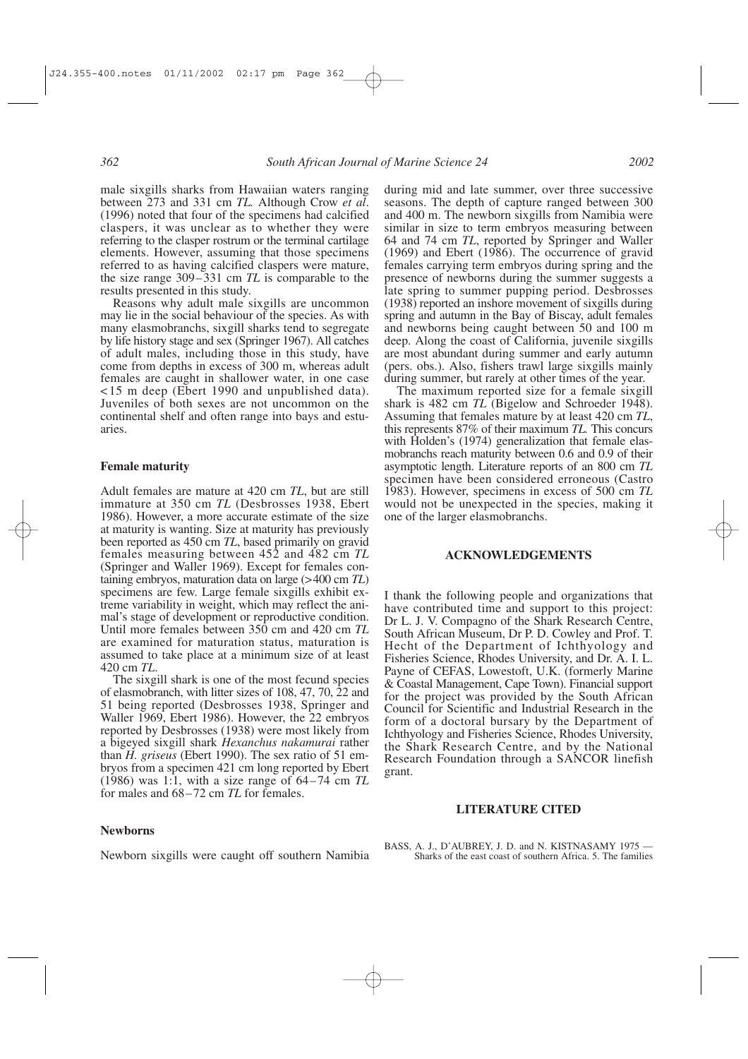male sixgills sharks from Hawaiian waters ranging between 273 and 331 cm *TL*. Although Crow *et al*. (1996) noted that four of the specimens had calcified claspers, it was unclear as to whether they were referring to the clasper rostrum or the terminal cartilage elements. However, assuming that those specimens referred to as having calcified claspers were mature, the size range 309–331 cm *TL* is comparable to the results presented in this study.

Reasons why adult male sixgills are uncommon may lie in the social behaviour of the species. As with many elasmobranchs, sixgill sharks tend to segregate by life history stage and sex (Springer 1967). All catches of adult males, including those in this study, have come from depths in excess of 300 m, whereas adult females are caught in shallower water, in one case <15 m deep (Ebert 1990 and unpublished data). Juveniles of both sexes are not uncommon on the continental shelf and often range into bays and estuaries.

### Female maturity

Adult females are mature at 420 cm *TL*, but are still immature at 350 cm *TL* (Desbrosses 1938, Ebert 1986). However, a more accurate estimate of the size at maturity is wanting. Size at maturity has previously been reported as 450 cm *TL*, based primarily on gravid females measuring between 452 and 482 cm *TL* (Springer and Waller 1969). Except for females containing embryos, maturation data on large (>400 cm *TL*) specimens are few. Large female sixgills exhibit extreme variability in weight, which may reflect the animal's stage of development or reproductive condition. Until more females between 350 cm and 420 cm *TL* are examined for maturation status, maturation is assumed to take place at a minimum size of at least 420 cm *TL*.

The sixgill shark is one of the most fecund species of elasmobranch, with litter sizes of 108, 47, 70, 22 and 51 being reported (Desbrosses 1938, Springer and Waller 1969, Ebert 1986). However, the 22 embryos reported by Desbrosses (1938) were most likely from a bigeyed sixgill shark *Hexanchus nakamurai* rather than *H. griseus* (Ebert 1990). The sex ratio of 51 embryos from a specimen 421 cm long reported by Ebert (1986) was 1:1, with a size range of 64–74 cm *TL* for males and 68–72 cm *TL* for females.

### Newborns

Newborn sixgills were caught off southern Namibia during mid and late summer, over three successive seasons. The depth of capture ranged between 300 and 400 m. The newborn sixgills from Namibia were similar in size to term embryos measuring between 64 and 74 cm *TL*, reported by Springer and Waller (1969) and Ebert (1986). The occurrence of gravid females carrying term embryos during spring and the presence of newborns during the summer suggests a late spring to summer pupping period. Desbrosses (1938) reported an inshore movement of sixgills during spring and autumn in the Bay of Biscay, adult females and newborns being caught between 50 and 100 m deep. Along the coast of California, juvenile sixgills are most abundant during summer and early autumn (pers. obs.). Also, fishers trawl large sixgills mainly during summer, but rarely at other times of the year.

The maximum reported size for a female sixgill shark is 482 cm *TL* (Bigelow and Schroeder 1948). Assuming that females mature by at least 420 cm *TL*, this represents 87% of their maximum *TL*. This concurs with Holden's (1974) generalization that female elasmobranchs reach maturity between 0.6 and 0.9 of their asymptotic length. Literature reports of an 800 cm *TL* specimen have been considered erroneous (Castro 1983). However, specimens in excess of 500 cm *TL* would not be unexpected in the species, making it one of the larger elasmobranchs.

## ACKNOWLEDGEMENTS

I thank the following people and organizations that have contributed time and support to this project: Dr L. J. V. Compagno of the Shark Research Centre, South African Museum, Dr P. D. Cowley and Prof. T. Hecht of the Department of Ichthyology and Fisheries Science, Rhodes University, and Dr. A. I. L. Payne of CEFAS, Lowestoft, U.K. (formerly Marine & Coastal Management, Cape Town). Financial support for the project was provided by the South African Council for Scientific and Industrial Research in the form of a doctoral bursary by the Department of Ichthyology and Fisheries Science, Rhodes University, the Shark Research Centre, and by the National Research Foundation through a SANCOR linefish grant.

## LITERATURE CITED

BASS, A. J., D'AUBREY, J. D. and N. KISTNASAMY 1975 — Sharks of the east coast of southern Africa. 5. The families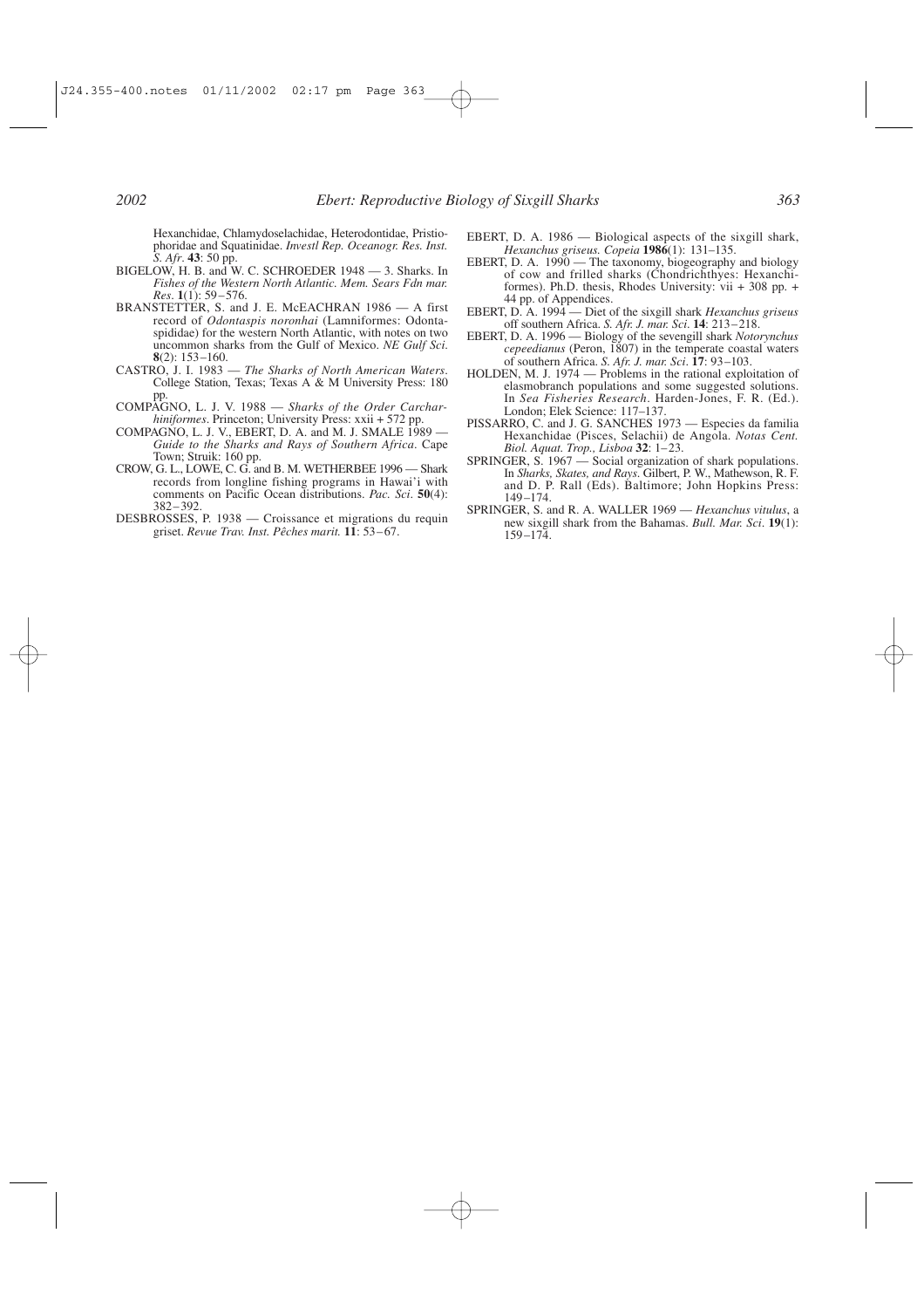Hexanchidae, Chlamydoselachidae, Heterodontidae, Pristiophoridae and Squatinidae. *Investl Rep. Oceanogr. Res. Inst. S. Afr*. **43**: 50 pp.

BIGELOW, H. B. and W. C. SCHROEDER 1948 — 3. Sharks. In *Fishes of the Western North Atlantic. Mem. Sears Fdn mar. Res*. **1**(1): 59–576.

BRANSTETTER, S. and J. E. McEACHRAN 1986 — A first record of *Odontaspis noronhai* (Lamniformes: Odontaspididae) for the western North Atlantic, with notes on two uncommon sharks from the Gulf of Mexico. *NE Gulf Sci*. **8**(2): 153–160.

CASTRO, J. I. 1983 — *The Sharks of North American Waters*. College Station, Texas; Texas A & M University Press: 180 pp.

COMPAGNO, L. J. V. 1988 — *Sharks of the Order Carcharhiniformes*. Princeton; University Press: xxii + 572 pp.

COMPAGNO, L. J. V., EBERT, D. A. and M. J. SMALE 1989 — *Guide to the Sharks and Rays of Southern Africa*. Cape Town; Struik: 160 pp.

CROW, G. L., LOWE, C. G. and B. M. WETHERBEE 1996 — Shark records from longline fishing programs in Hawai'i with comments on Pacific Ocean distributions. *Pac. Sci*. **50**(4): 382–392.

DESBROSSES, P. 1938 — Croissance et migrations du requin griset. *Revue Trav. Inst. Pêches marit.* **11**: 53–67.

EBERT, D. A. 1986 — Biological aspects of the sixgill shark, *Hexanchus griseus. Copeia* **1986**(1): 131–135.

EBERT, D. A. 1990 — The taxonomy, biogeography and biology of cow and frilled sharks (Chondrichthyes: Hexanchiformes). Ph.D. thesis, Rhodes University: vii + 308 pp. + 44 pp. of Appendices.

EBERT, D. A. 1994 — Diet of the sixgill shark *Hexanchus griseus* off southern Africa. *S. Afr. J. mar. Sci*. **14**: 213–218.

EBERT, D. A. 1996 — Biology of the sevengill shark *Notorynchus cepeedianus* (Peron, 1807) in the temperate coastal waters of southern Africa. *S. Afr. J. mar. Sci*. **17**: 93–103.

HOLDEN, M. J. 1974 — Problems in the rational exploitation of elasmobranch populations and some suggested solutions. In *Sea Fisheries Research*. Harden-Jones, F. R. (Ed.). London; Elek Science: 117–137.

PISSARRO, C. and J. G. SANCHES 1973 — Especies da familia Hexanchidae (Pisces, Selachii) de Angola. *Notas Cent. Biol. Aquat. Trop., Lisboa* **32**: 1–23.

SPRINGER, S. 1967 — Social organization of shark populations. In *Sharks, Skates, and Rays*. Gilbert, P. W., Mathewson, R. F. and D. P. Rall (Eds). Baltimore; John Hopkins Press: 149–174.

SPRINGER, S. and R. A. WALLER 1969 — *Hexanchus vitulus*, a new sixgill shark from the Bahamas. *Bull. Mar. Sci*. **19**(1): 159–174.